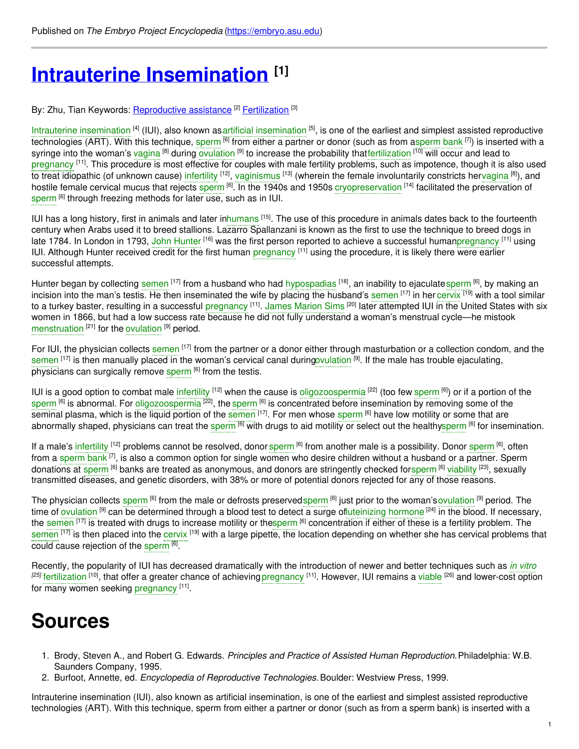Published on *The Embryo Project Encyclopedia* (https://embryo.asu.edu)

# Intrauterine Insemination [1]

By: Zhu, Tian Keywords: Reproductive assistance [2] Fertilization [3]

Intrauterine insemination [4] (IUI), also known as artificial insemination [5], is one of the earliest and simplest assisted reproductive technologies (ART). With this technique, sperm [6] from either a partner or donor (such as from a sperm bank [7]) is inserted with a syringe into the woman's vagina [8] during ovulation [9] to increase the probability that fertilization [10] will occur and lead to pregnancy [11]. This procedure is most effective for couples with male fertility problems, such as impotence, though it is also used to treat idiopathic (of unknown cause) infertility [12], vaginismus [13] (wherein the female involuntarily constricts her vagina [8]), and hostile female cervical mucus that rejects sperm [6]. In the 1940s and 1950s cryopreservation [14] facilitated the preservation of sperm [6] through freezing methods for later use, such as in IUI.

IUI has a long history, first in animals and later in humans [15]. The use of this procedure in animals dates back to the fourteenth century when Arabs used it to breed stallions. Lazarro Spallanzani is known as the first to use the technique to breed dogs in late 1784. In London in 1793, John Hunter [16] was the first person reported to achieve a successful human pregnancy [11] using IUI. Although Hunter received credit for the first human pregnancy [11] using the procedure, it is likely there were earlier successful attempts.

Hunter began by collecting semen [17] from a husband who had hypospadias [18], an inability to ejaculate sperm [6], by making an incision into the man's testis. He then inseminated the wife by placing the husband's semen [17] in her cervix [19] with a tool similar to a turkey baster, resulting in a successful pregnancy [11]. James Marion Sims [20] later attempted IUI in the United States with six women in 1866, but had a low success rate because he did not fully understand a woman's menstrual cycle—he mistook menstruation [21] for the ovulation [9] period.

For IUI, the physician collects semen [17] from the partner or a donor either through masturbation or a collection condom, and the semen [17] is then manually placed in the woman's cervical canal during ovulation [9]. If the male has trouble ejaculating, physicians can surgically remove sperm [6] from the testis.

IUI is a good option to combat male infertility [12] when the cause is oligozoospermia [22] (too few sperm [6]) or if a portion of the sperm [6] is abnormal. For oligozoospermia [22], the sperm [6] is concentrated before insemination by removing some of the seminal plasma, which is the liquid portion of the semen [17]. For men whose sperm [6] have low motility or some that are abnormally shaped, physicians can treat the sperm [6] with drugs to aid motility or select out the healthy sperm [6] for insemination.

If a male's infertility [12] problems cannot be resolved, donor sperm [6] from another male is a possibility. Donor sperm [6], often from a sperm bank [7], is also a common option for single women who desire children without a husband or a partner. Sperm donations at sperm [6] banks are treated as anonymous, and donors are stringently checked for sperm [6] viability [23], sexually transmitted diseases, and genetic disorders, with 38% or more of potential donors rejected for any of those reasons.

The physician collects sperm [6] from the male or defrosts preserved sperm [6] just prior to the woman's ovulation [9] period. The time of ovulation [9] can be determined through a blood test to detect a surge of luteinizing hormone [24] in the blood. If necessary, the semen [17] is treated with drugs to increase motility or the sperm [6] concentration if either of these is a fertility problem. The semen [17] is then placed into the cervix [19] with a large pipette, the location depending on whether she has cervical problems that could cause rejection of the sperm [6].

Recently, the popularity of IUI has decreased dramatically with the introduction of newer and better techniques such as *in vitro* [25] fertilization [10], that offer a greater chance of achieving pregnancy [11]. However, IUI remains a viable [26] and lower-cost option for many women seeking pregnancy [11].

# Sources

1. Brody, Steven A., and Robert G. Edwards. *Principles and Practice of Assisted Human Reproduction.* Philadelphia: W.B. Saunders Company, 1995.
2. Burfoot, Annette, ed. *Encyclopedia of Reproductive Technologies.* Boulder: Westview Press, 1999.

Intrauterine insemination (IUI), also known as artificial insemination, is one of the earliest and simplest assisted reproductive technologies (ART). With this technique, sperm from either a partner or donor (such as from a sperm bank) is inserted with a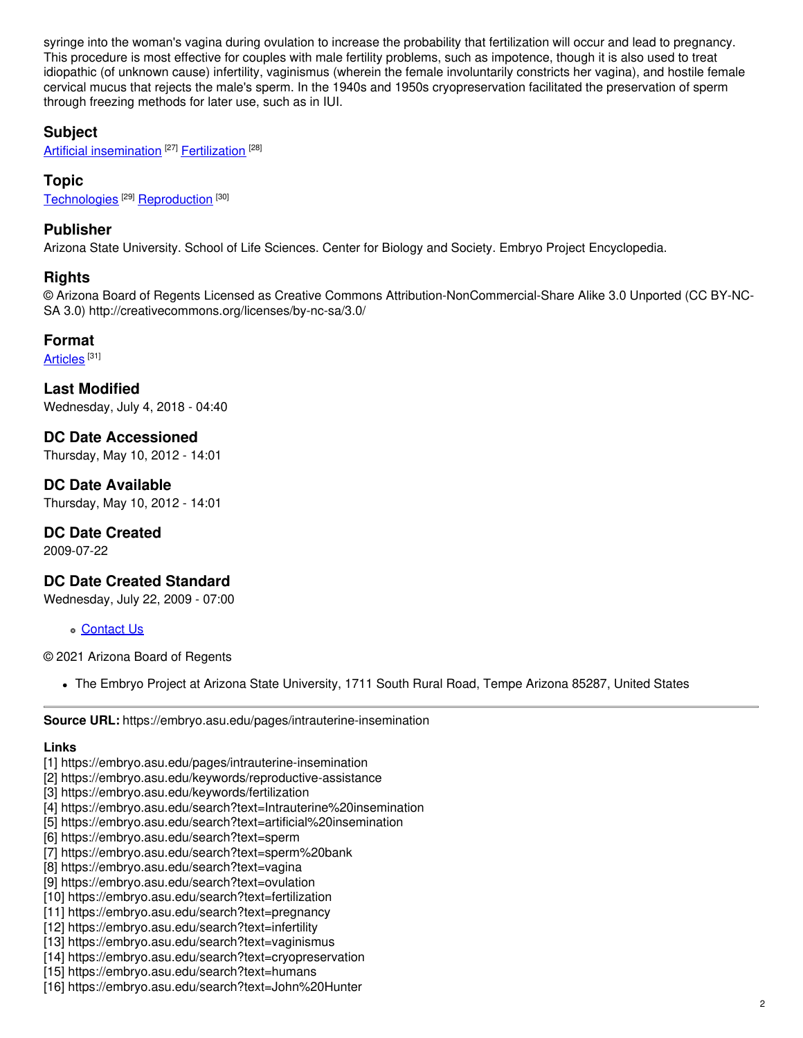syringe into the woman's vagina during ovulation to increase the probability that fertilization will occur and lead to pregnancy. This procedure is most effective for couples with male fertility problems, such as impotence, though it is also used to treat idiopathic (of unknown cause) infertility, vaginismus (wherein the female involuntarily constricts her vagina), and hostile female cervical mucus that rejects the male's sperm. In the 1940s and 1950s cryopreservation facilitated the preservation of sperm through freezing methods for later use, such as in IUI.

### Subject

Artificial insemination [27] Fertilization [28]

### Topic

Technologies [29] Reproduction [30]

### Publisher

Arizona State University. School of Life Sciences. Center for Biology and Society. Embryo Project Encyclopedia.

### Rights

© Arizona Board of Regents Licensed as Creative Commons Attribution-NonCommercial-Share Alike 3.0 Unported (CC BY-NC-SA 3.0) http://creativecommons.org/licenses/by-nc-sa/3.0/

### Format

Articles [31]

### Last Modified

Wednesday, July 4, 2018 - 04:40

### DC Date Accessioned

Thursday, May 10, 2012 - 14:01

### DC Date Available

Thursday, May 10, 2012 - 14:01

### DC Date Created

2009-07-22

### DC Date Created Standard

Wednesday, July 22, 2009 - 07:00

- Contact Us

© 2021 Arizona Board of Regents

- The Embryo Project at Arizona State University, 1711 South Rural Road, Tempe Arizona 85287, United States

---

**Source URL:** https://embryo.asu.edu/pages/intrauterine-insemination

**Links**

[1] https://embryo.asu.edu/pages/intrauterine-insemination
[2] https://embryo.asu.edu/keywords/reproductive-assistance
[3] https://embryo.asu.edu/keywords/fertilization
[4] https://embryo.asu.edu/search?text=Intrauterine%20insemination
[5] https://embryo.asu.edu/search?text=artificial%20insemination
[6] https://embryo.asu.edu/search?text=sperm
[7] https://embryo.asu.edu/search?text=sperm%20bank
[8] https://embryo.asu.edu/search?text=vagina
[9] https://embryo.asu.edu/search?text=ovulation
[10] https://embryo.asu.edu/search?text=fertilization
[11] https://embryo.asu.edu/search?text=pregnancy
[12] https://embryo.asu.edu/search?text=infertility
[13] https://embryo.asu.edu/search?text=vaginismus
[14] https://embryo.asu.edu/search?text=cryopreservation
[15] https://embryo.asu.edu/search?text=humans
[16] https://embryo.asu.edu/search?text=John%20Hunter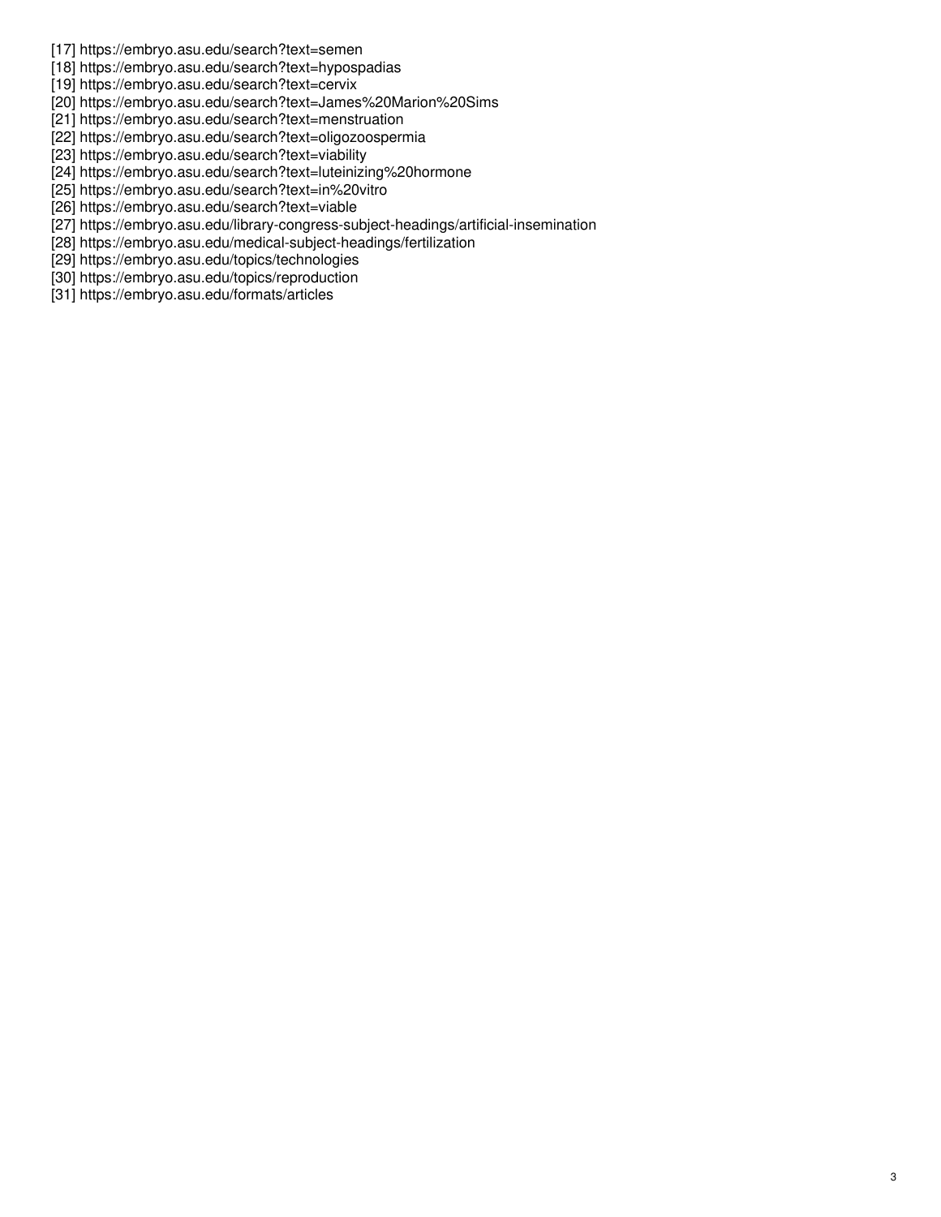[17] https://embryo.asu.edu/search?text=semen
[18] https://embryo.asu.edu/search?text=hypospadias
[19] https://embryo.asu.edu/search?text=cervix
[20] https://embryo.asu.edu/search?text=James%20Marion%20Sims
[21] https://embryo.asu.edu/search?text=menstruation
[22] https://embryo.asu.edu/search?text=oligozoospermia
[23] https://embryo.asu.edu/search?text=viability
[24] https://embryo.asu.edu/search?text=luteinizing%20hormone
[25] https://embryo.asu.edu/search?text=in%20vitro
[26] https://embryo.asu.edu/search?text=viable
[27] https://embryo.asu.edu/library-congress-subject-headings/artificial-insemination
[28] https://embryo.asu.edu/medical-subject-headings/fertilization
[29] https://embryo.asu.edu/topics/technologies
[30] https://embryo.asu.edu/topics/reproduction
[31] https://embryo.asu.edu/formats/articles